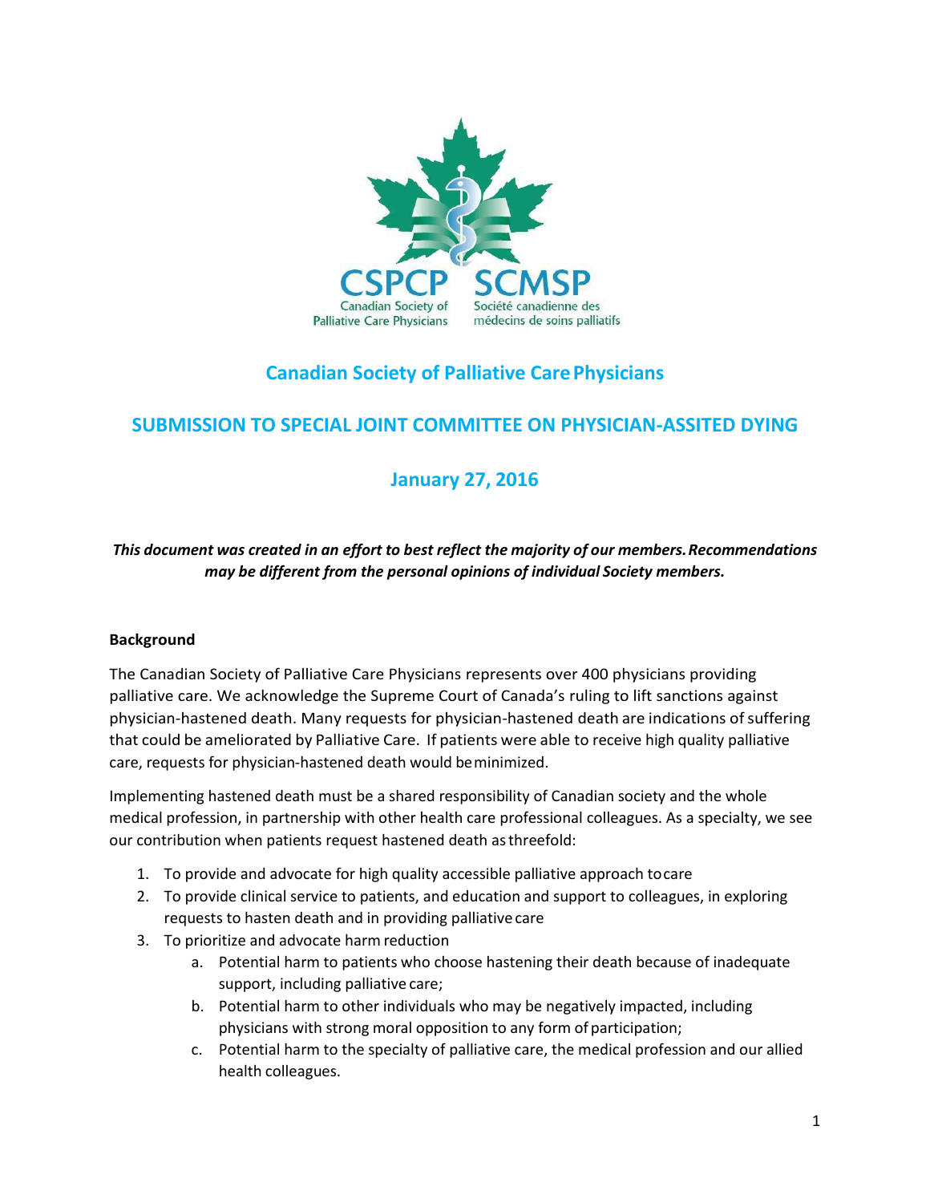CSPCP SCMSP
Canadian Society of Palliative Care Physicians
Société canadienne des médecins de soins palliatifs

# Canadian Society of Palliative Care Physicians

## SUBMISSION TO SPECIAL JOINT COMMITTEE ON PHYSICIAN-ASSITED DYING

## January 27, 2016

***This document was created in an effort to best reflect the majority of our members. Recommendations may be different from the personal opinions of individual Society members.***

**Background**

The Canadian Society of Palliative Care Physicians represents over 400 physicians providing palliative care. We acknowledge the Supreme Court of Canada's ruling to lift sanctions against physician-hastened death. Many requests for physician-hastened death are indications of suffering that could be ameliorated by Palliative Care. If patients were able to receive high quality palliative care, requests for physician-hastened death would be minimized.

Implementing hastened death must be a shared responsibility of Canadian society and the whole medical profession, in partnership with other health care professional colleagues. As a specialty, we see our contribution when patients request hastened death as threefold:

1. To provide and advocate for high quality accessible palliative approach to care
2. To provide clinical service to patients, and education and support to colleagues, in exploring requests to hasten death and in providing palliative care
3. To prioritize and advocate harm reduction
   a. Potential harm to patients who choose hastening their death because of inadequate support, including palliative care;
   b. Potential harm to other individuals who may be negatively impacted, including physicians with strong moral opposition to any form of participation;
   c. Potential harm to the specialty of palliative care, the medical profession and our allied health colleagues.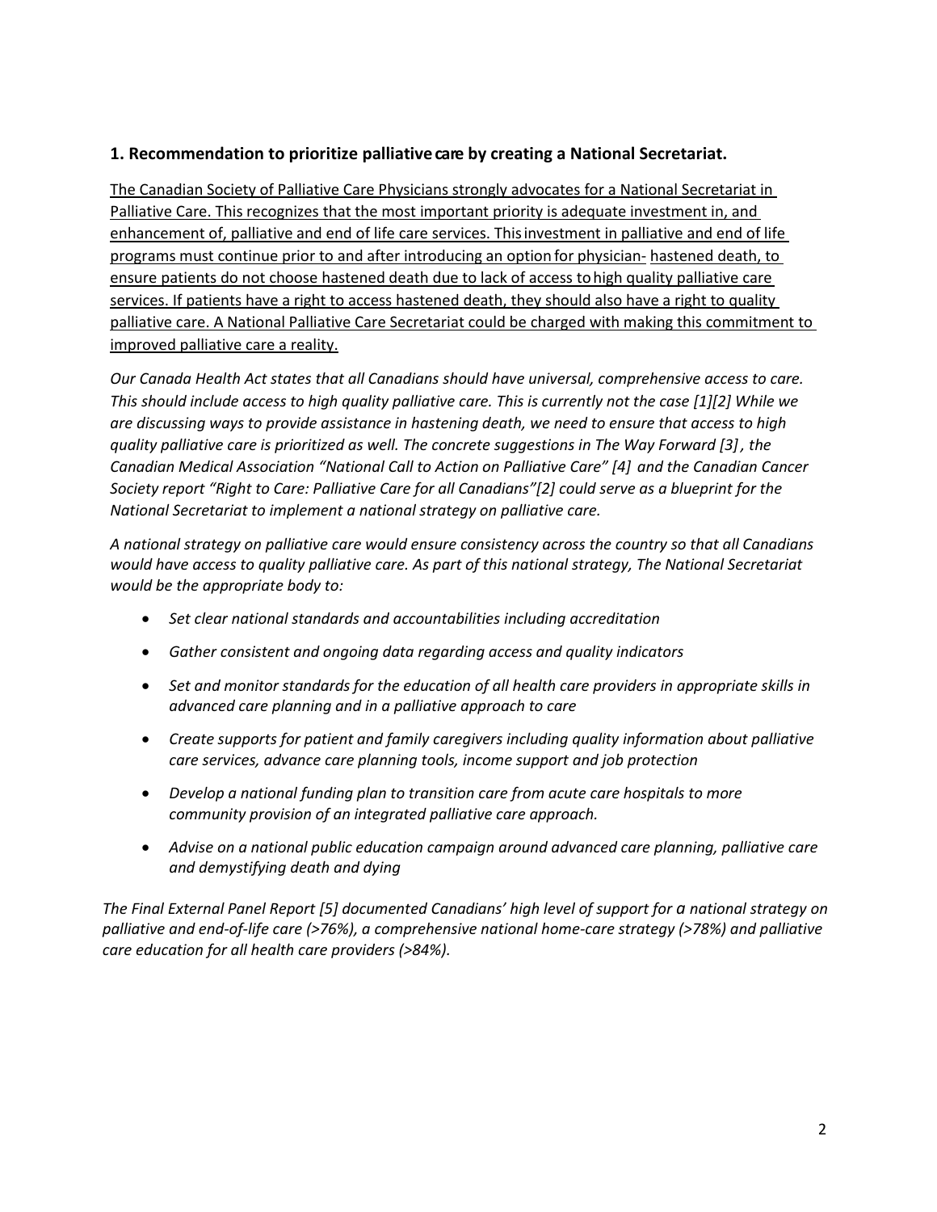### 1. Recommendation to prioritize palliative care by creating a National Secretariat.

<u>The Canadian Society of Palliative Care Physicians strongly advocates for a National Secretariat in Palliative Care. This recognizes that the most important priority is adequate investment in, and enhancement of, palliative and end of life care services. This investment in palliative and end of life programs must continue prior to and after introducing an option for physician- hastened death, to ensure patients do not choose hastened death due to lack of access to high quality palliative care services. If patients have a right to access hastened death, they should also have a right to quality palliative care. A National Palliative Care Secretariat could be charged with making this commitment to improved palliative care a reality.</u>

*Our Canada Health Act states that all Canadians should have universal, comprehensive access to care. This should include access to high quality palliative care. This is currently not the case [1][2] While we are discussing ways to provide assistance in hastening death, we need to ensure that access to high quality palliative care is prioritized as well. The concrete suggestions in The Way Forward [3], the Canadian Medical Association "National Call to Action on Palliative Care" [4] and the Canadian Cancer Society report "Right to Care: Palliative Care for all Canadians"[2] could serve as a blueprint for the National Secretariat to implement a national strategy on palliative care.*

*A national strategy on palliative care would ensure consistency across the country so that all Canadians would have access to quality palliative care. As part of this national strategy, The National Secretariat would be the appropriate body to:*

- *Set clear national standards and accountabilities including accreditation*
- *Gather consistent and ongoing data regarding access and quality indicators*
- *Set and monitor standards for the education of all health care providers in appropriate skills in advanced care planning and in a palliative approach to care*
- *Create supports for patient and family caregivers including quality information about palliative care services, advance care planning tools, income support and job protection*
- *Develop a national funding plan to transition care from acute care hospitals to more community provision of an integrated palliative care approach.*
- *Advise on a national public education campaign around advanced care planning, palliative care and demystifying death and dying*

*The Final External Panel Report [5] documented Canadians' high level of support for a national strategy on palliative and end-of-life care (>76%), a comprehensive national home-care strategy (>78%) and palliative care education for all health care providers (>84%).*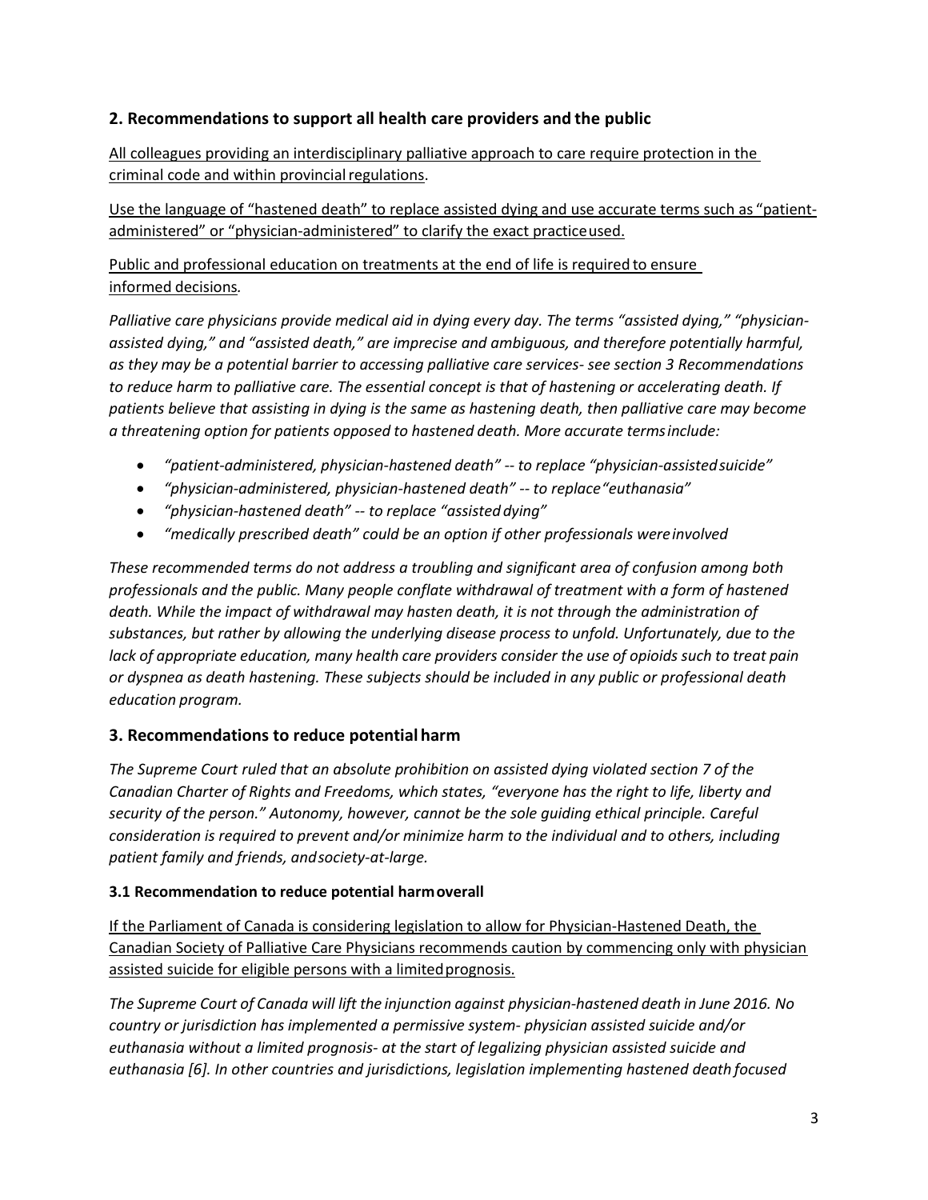## 2. Recommendations to support all health care providers and the public

All colleagues providing an interdisciplinary palliative approach to care require protection in the criminal code and within provincial regulations.

Use the language of "hastened death" to replace assisted dying and use accurate terms such as "patient-administered" or "physician-administered" to clarify the exact practice used.

Public and professional education on treatments at the end of life is required to ensure informed decisions.

*Palliative care physicians provide medical aid in dying every day. The terms "assisted dying," "physician-assisted dying," and "assisted death," are imprecise and ambiguous, and therefore potentially harmful, as they may be a potential barrier to accessing palliative care services- see section 3 Recommendations to reduce harm to palliative care. The essential concept is that of hastening or accelerating death. If patients believe that assisting in dying is the same as hastening death, then palliative care may become a threatening option for patients opposed to hastened death. More accurate terms include:*

- *"patient-administered, physician-hastened death" -- to replace "physician-assisted suicide"*
- *"physician-administered, physician-hastened death" -- to replace "euthanasia"*
- *"physician-hastened death" -- to replace "assisted dying"*
- *"medically prescribed death" could be an option if other professionals were involved*

*These recommended terms do not address a troubling and significant area of confusion among both professionals and the public. Many people conflate withdrawal of treatment with a form of hastened death. While the impact of withdrawal may hasten death, it is not through the administration of substances, but rather by allowing the underlying disease process to unfold. Unfortunately, due to the lack of appropriate education, many health care providers consider the use of opioids such to treat pain or dyspnea as death hastening. These subjects should be included in any public or professional death education program.*

## 3. Recommendations to reduce potential harm

*The Supreme Court ruled that an absolute prohibition on assisted dying violated section 7 of the Canadian Charter of Rights and Freedoms, which states, "everyone has the right to life, liberty and security of the person." Autonomy, however, cannot be the sole guiding ethical principle. Careful consideration is required to prevent and/or minimize harm to the individual and to others, including patient family and friends, and society-at-large.*

### 3.1 Recommendation to reduce potential harm overall

If the Parliament of Canada is considering legislation to allow for Physician-Hastened Death, the Canadian Society of Palliative Care Physicians recommends caution by commencing only with physician assisted suicide for eligible persons with a limited prognosis.

*The Supreme Court of Canada will lift the injunction against physician-hastened death in June 2016. No country or jurisdiction has implemented a permissive system- physician assisted suicide and/or euthanasia without a limited prognosis- at the start of legalizing physician assisted suicide and euthanasia [6]. In other countries and jurisdictions, legislation implementing hastened death focused*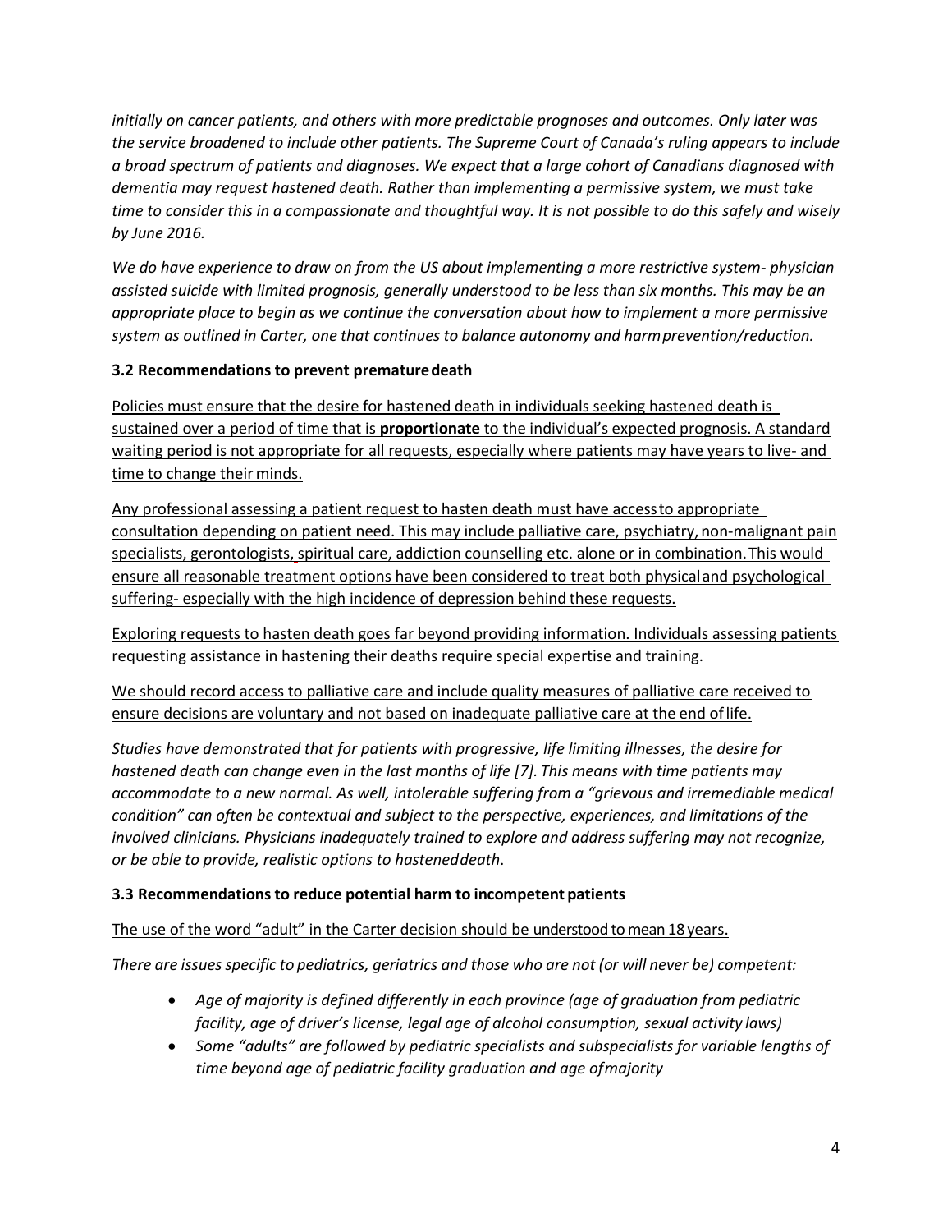*initially on cancer patients, and others with more predictable prognoses and outcomes. Only later was the service broadened to include other patients. The Supreme Court of Canada's ruling appears to include a broad spectrum of patients and diagnoses. We expect that a large cohort of Canadians diagnosed with dementia may request hastened death. Rather than implementing a permissive system, we must take time to consider this in a compassionate and thoughtful way. It is not possible to do this safely and wisely by June 2016.*

*We do have experience to draw on from the US about implementing a more restrictive system- physician assisted suicide with limited prognosis, generally understood to be less than six months. This may be an appropriate place to begin as we continue the conversation about how to implement a more permissive system as outlined in Carter, one that continues to balance autonomy and harm prevention/reduction.*

### 3.2 Recommendations to prevent premature death

<u>Policies must ensure that the desire for hastened death in individuals seeking hastened death is sustained over a period of time that is **proportionate** to the individual's expected prognosis. A standard waiting period is not appropriate for all requests, especially where patients may have years to live- and time to change their minds.</u>

<u>Any professional assessing a patient request to hasten death must have access to appropriate consultation depending on patient need. This may include palliative care, psychiatry, non-malignant pain specialists, gerontologists, spiritual care, addiction counselling etc. alone or in combination. This would ensure all reasonable treatment options have been considered to treat both physical and psychological suffering- especially with the high incidence of depression behind these requests.</u>

<u>Exploring requests to hasten death goes far beyond providing information. Individuals assessing patients requesting assistance in hastening their deaths require special expertise and training.</u>

<u>We should record access to palliative care and include quality measures of palliative care received to ensure decisions are voluntary and not based on inadequate palliative care at the end of life.</u>

*Studies have demonstrated that for patients with progressive, life limiting illnesses, the desire for hastened death can change even in the last months of life [7]. This means with time patients may accommodate to a new normal. As well, intolerable suffering from a "grievous and irremediable medical condition" can often be contextual and subject to the perspective, experiences, and limitations of the involved clinicians. Physicians inadequately trained to explore and address suffering may not recognize, or be able to provide, realistic options to hastened death.*

### 3.3 Recommendations to reduce potential harm to incompetent patients

<u>The use of the word "adult" in the Carter decision should be understood to mean 18 years.</u>

*There are issues specific to pediatrics, geriatrics and those who are not (or will never be) competent:*

- *Age of majority is defined differently in each province (age of graduation from pediatric facility, age of driver's license, legal age of alcohol consumption, sexual activity laws)*
- *Some "adults" are followed by pediatric specialists and subspecialists for variable lengths of time beyond age of pediatric facility graduation and age of majority*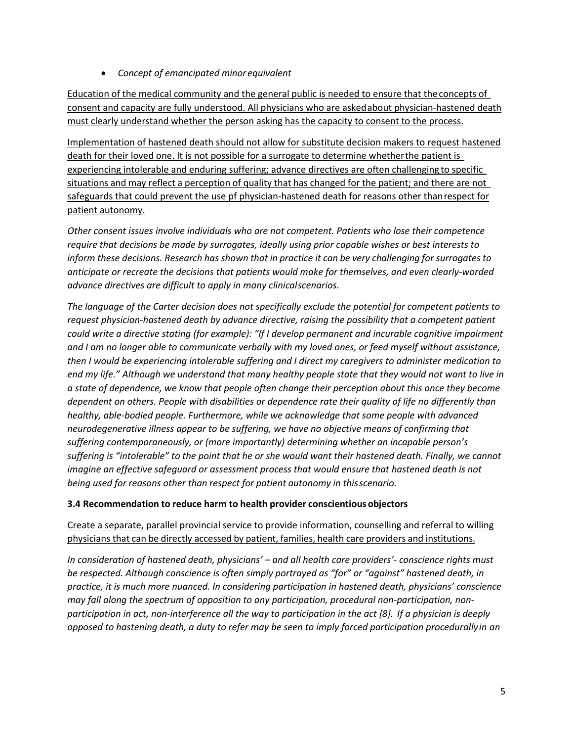- *Concept of emancipated minor equivalent*

<u>Education of the medical community and the general public is needed to ensure that the concepts of consent and capacity are fully understood. All physicians who are asked about physician-hastened death must clearly understand whether the person asking has the capacity to consent to the process.</u>

<u>Implementation of hastened death should not allow for substitute decision makers to request hastened death for their loved one. It is not possible for a surrogate to determine whether the patient is experiencing intolerable and enduring suffering; advance directives are often challenging to specific situations and may reflect a perception of quality that has changed for the patient; and there are not safeguards that could prevent the use pf physician-hastened death for reasons other than respect for patient autonomy.</u>

*Other consent issues involve individuals who are not competent. Patients who lose their competence require that decisions be made by surrogates, ideally using prior capable wishes or best interests to inform these decisions. Research has shown that in practice it can be very challenging for surrogates to anticipate or recreate the decisions that patients would make for themselves, and even clearly-worded advance directives are difficult to apply in many clinical scenarios.*

*The language of the Carter decision does not specifically exclude the potential for competent patients to request physician-hastened death by advance directive, raising the possibility that a competent patient could write a directive stating (for example): "If I develop permanent and incurable cognitive impairment and I am no longer able to communicate verbally with my loved ones, or feed myself without assistance, then I would be experiencing intolerable suffering and I direct my caregivers to administer medication to end my life." Although we understand that many healthy people state that they would not want to live in a state of dependence, we know that people often change their perception about this once they become dependent on others. People with disabilities or dependence rate their quality of life no differently than healthy, able-bodied people. Furthermore, while we acknowledge that some people with advanced neurodegenerative illness appear to be suffering, we have no objective means of confirming that suffering contemporaneously, or (more importantly) determining whether an incapable person's suffering is "intolerable" to the point that he or she would want their hastened death. Finally, we cannot imagine an effective safeguard or assessment process that would ensure that hastened death is not being used for reasons other than respect for patient autonomy in this scenario.*

### 3.4 Recommendation to reduce harm to health provider conscientious objectors

<u>Create a separate, parallel provincial service to provide information, counselling and referral to willing physicians that can be directly accessed by patient, families, health care providers and institutions.</u>

*In consideration of hastened death, physicians' – and all health care providers'- conscience rights must be respected. Although conscience is often simply portrayed as "for" or "against" hastened death, in practice, it is much more nuanced. In considering participation in hastened death, physicians' conscience may fall along the spectrum of opposition to any participation, procedural non-participation, non-participation in act, non-interference all the way to participation in the act [8]. If a physician is deeply opposed to hastening death, a duty to refer may be seen to imply forced participation procedurally in an*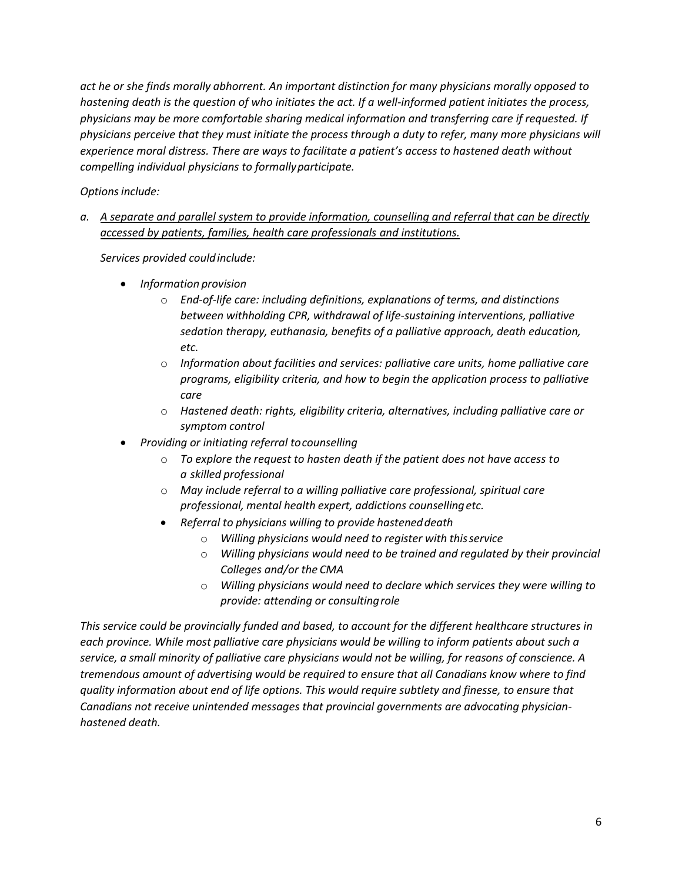*act he or she finds morally abhorrent. An important distinction for many physicians morally opposed to hastening death is the question of who initiates the act. If a well-informed patient initiates the process, physicians may be more comfortable sharing medical information and transferring care if requested. If physicians perceive that they must initiate the process through a duty to refer, many more physicians will experience moral distress. There are ways to facilitate a patient's access to hastened death without compelling individual physicians to formally participate.*

*Options include:*

*a. <u>A separate and parallel system to provide information, counselling and referral that can be directly accessed by patients, families, health care professionals and institutions.</u>*

*Services provided could include:*

- *Information provision*
  - *End-of-life care: including definitions, explanations of terms, and distinctions between withholding CPR, withdrawal of life-sustaining interventions, palliative sedation therapy, euthanasia, benefits of a palliative approach, death education, etc.*
  - *Information about facilities and services: palliative care units, home palliative care programs, eligibility criteria, and how to begin the application process to palliative care*
  - *Hastened death: rights, eligibility criteria, alternatives, including palliative care or symptom control*
- *Providing or initiating referral to counselling*
  - *To explore the request to hasten death if the patient does not have access to a skilled professional*
  - *May include referral to a willing palliative care professional, spiritual care professional, mental health expert, addictions counselling etc.*
  - *Referral to physicians willing to provide hastened death*
    - *Willing physicians would need to register with this service*
    - *Willing physicians would need to be trained and regulated by their provincial Colleges and/or the CMA*
    - *Willing physicians would need to declare which services they were willing to provide: attending or consulting role*

*This service could be provincially funded and based, to account for the different healthcare structures in each province. While most palliative care physicians would be willing to inform patients about such a service, a small minority of palliative care physicians would not be willing, for reasons of conscience. A tremendous amount of advertising would be required to ensure that all Canadians know where to find quality information about end of life options. This would require subtlety and finesse, to ensure that Canadians not receive unintended messages that provincial governments are advocating physician-hastened death.*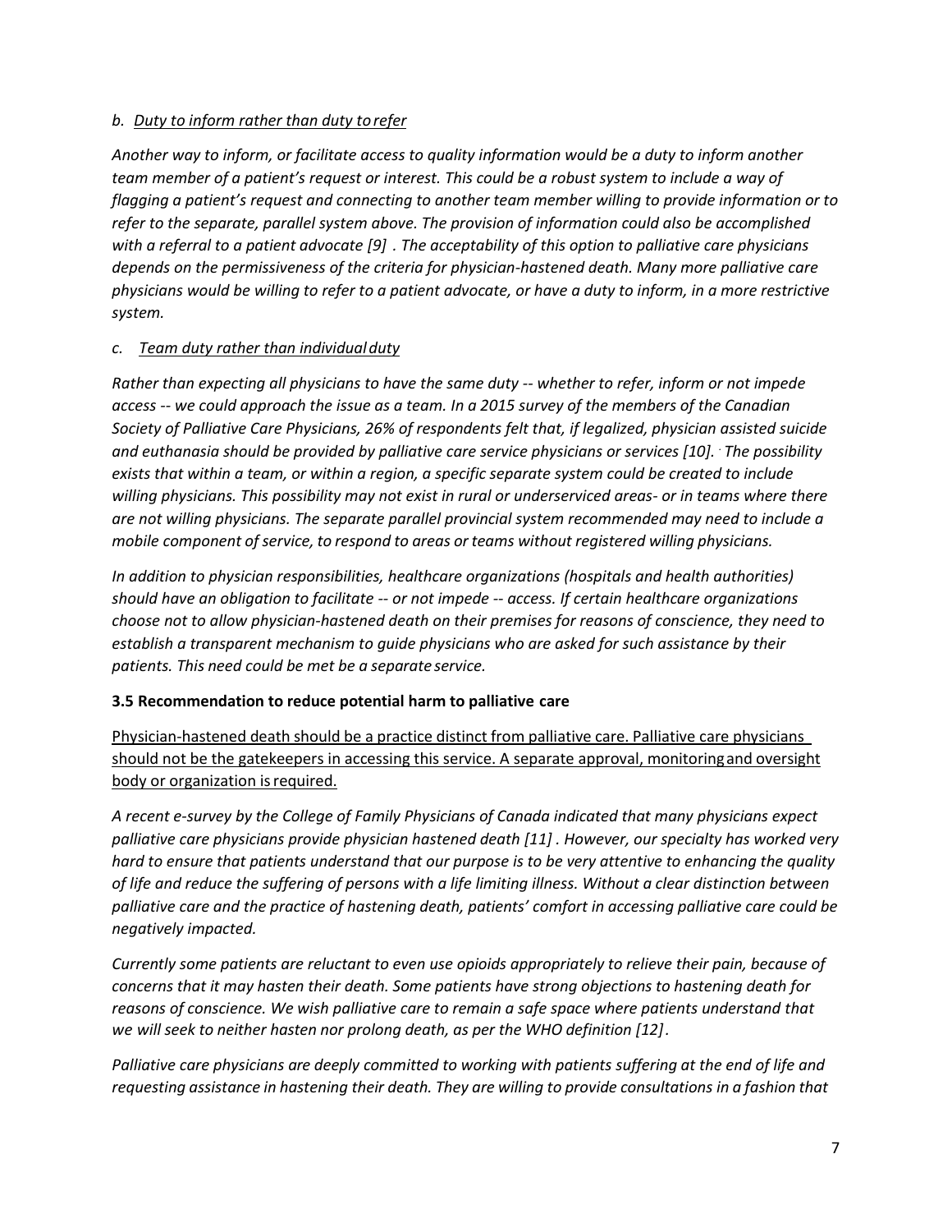*b. <u>Duty to inform rather than duty to refer</u>*

*Another way to inform, or facilitate access to quality information would be a duty to inform another team member of a patient's request or interest. This could be a robust system to include a way of flagging a patient's request and connecting to another team member willing to provide information or to refer to the separate, parallel system above. The provision of information could also be accomplished with a referral to a patient advocate [9] . The acceptability of this option to palliative care physicians depends on the permissiveness of the criteria for physician-hastened death. Many more palliative care physicians would be willing to refer to a patient advocate, or have a duty to inform, in a more restrictive system.*

*c. <u>Team duty rather than individual duty</u>*

*Rather than expecting all physicians to have the same duty -- whether to refer, inform or not impede access -- we could approach the issue as a team. In a 2015 survey of the members of the Canadian Society of Palliative Care Physicians, 26% of respondents felt that, if legalized, physician assisted suicide and euthanasia should be provided by palliative care service physicians or services [10]. The possibility exists that within a team, or within a region, a specific separate system could be created to include willing physicians. This possibility may not exist in rural or underserviced areas- or in teams where there are not willing physicians. The separate parallel provincial system recommended may need to include a mobile component of service, to respond to areas or teams without registered willing physicians.*

*In addition to physician responsibilities, healthcare organizations (hospitals and health authorities) should have an obligation to facilitate -- or not impede -- access. If certain healthcare organizations choose not to allow physician-hastened death on their premises for reasons of conscience, they need to establish a transparent mechanism to guide physicians who are asked for such assistance by their patients. This need could be met be a separate service.*

**3.5 Recommendation to reduce potential harm to palliative care**

<u>Physician-hastened death should be a practice distinct from palliative care. Palliative care physicians should not be the gatekeepers in accessing this service. A separate approval, monitoring and oversight body or organization is required.</u>

*A recent e-survey by the College of Family Physicians of Canada indicated that many physicians expect palliative care physicians provide physician hastened death [11] . However, our specialty has worked very hard to ensure that patients understand that our purpose is to be very attentive to enhancing the quality of life and reduce the suffering of persons with a life limiting illness. Without a clear distinction between palliative care and the practice of hastening death, patients' comfort in accessing palliative care could be negatively impacted.*

*Currently some patients are reluctant to even use opioids appropriately to relieve their pain, because of concerns that it may hasten their death. Some patients have strong objections to hastening death for reasons of conscience. We wish palliative care to remain a safe space where patients understand that we will seek to neither hasten nor prolong death, as per the WHO definition [12].*

*Palliative care physicians are deeply committed to working with patients suffering at the end of life and requesting assistance in hastening their death. They are willing to provide consultations in a fashion that*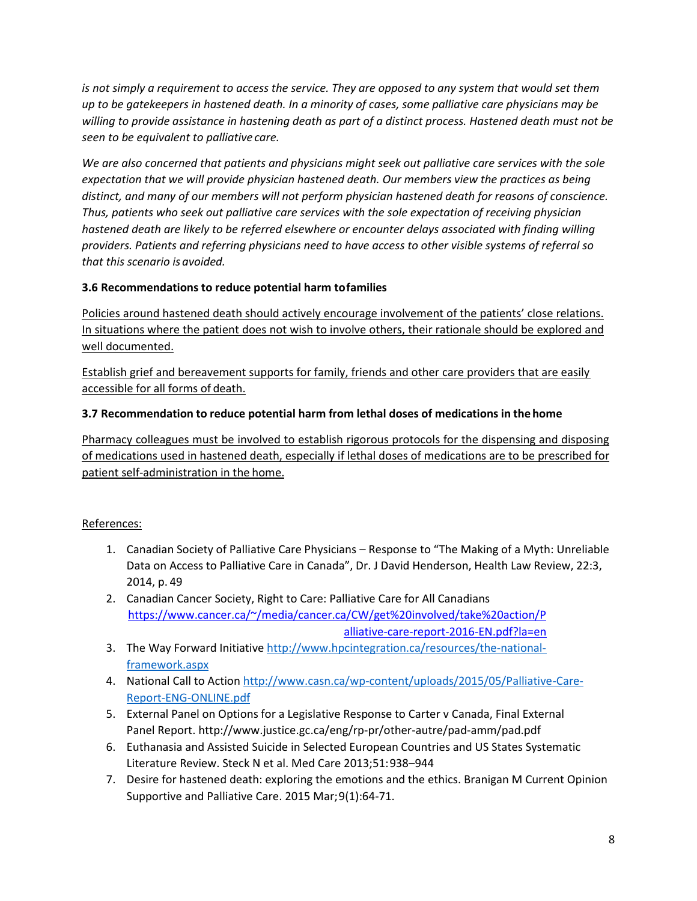*is not simply a requirement to access the service. They are opposed to any system that would set them up to be gatekeepers in hastened death. In a minority of cases, some palliative care physicians may be willing to provide assistance in hastening death as part of a distinct process. Hastened death must not be seen to be equivalent to palliative care.*

*We are also concerned that patients and physicians might seek out palliative care services with the sole expectation that we will provide physician hastened death. Our members view the practices as being distinct, and many of our members will not perform physician hastened death for reasons of conscience. Thus, patients who seek out palliative care services with the sole expectation of receiving physician hastened death are likely to be referred elsewhere or encounter delays associated with finding willing providers. Patients and referring physicians need to have access to other visible systems of referral so that this scenario is avoided.*

**3.6 Recommendations to reduce potential harm to families**

<u>Policies around hastened death should actively encourage involvement of the patients' close relations. In situations where the patient does not wish to involve others, their rationale should be explored and well documented.</u>

<u>Establish grief and bereavement supports for family, friends and other care providers that are easily accessible for all forms of death.</u>

**3.7 Recommendation to reduce potential harm from lethal doses of medications in the home**

<u>Pharmacy colleagues must be involved to establish rigorous protocols for the dispensing and disposing of medications used in hastened death, especially if lethal doses of medications are to be prescribed for patient self-administration in the home.</u>

<u>References:</u>

1. Canadian Society of Palliative Care Physicians – Response to "The Making of a Myth: Unreliable Data on Access to Palliative Care in Canada", Dr. J David Henderson, Health Law Review, 22:3, 2014, p. 49
2. Canadian Cancer Society, Right to Care: Palliative Care for All Canadians https://www.cancer.ca/~/media/cancer.ca/CW/get%20involved/take%20action/Palliative-care-report-2016-EN.pdf?la=en
3. The Way Forward Initiative http://www.hpcintegration.ca/resources/the-national-framework.aspx
4. National Call to Action http://www.casn.ca/wp-content/uploads/2015/05/Palliative-Care-Report-ENG-ONLINE.pdf
5. External Panel on Options for a Legislative Response to Carter v Canada, Final External Panel Report. http://www.justice.gc.ca/eng/rp-pr/other-autre/pad-amm/pad.pdf
6. Euthanasia and Assisted Suicide in Selected European Countries and US States Systematic Literature Review. Steck N et al. Med Care 2013;51:938–944
7. Desire for hastened death: exploring the emotions and the ethics. Branigan M Current Opinion Supportive and Palliative Care. 2015 Mar;9(1):64-71.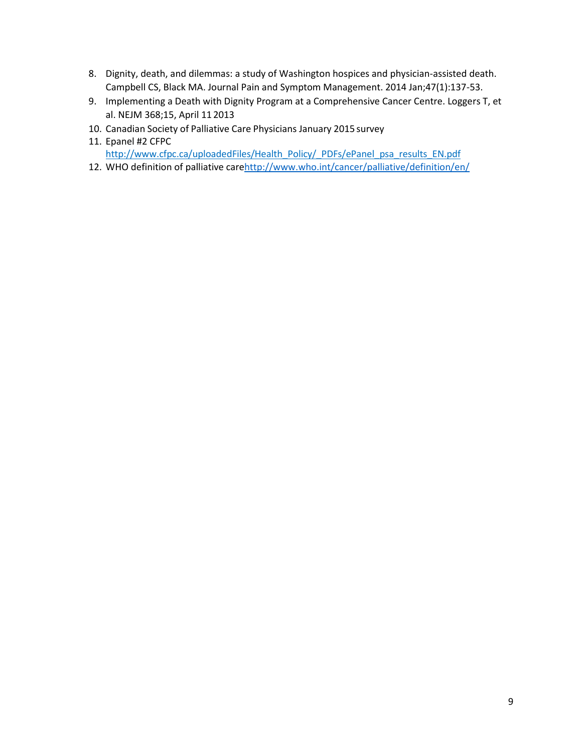8. Dignity, death, and dilemmas: a study of Washington hospices and physician-assisted death. Campbell CS, Black MA. Journal Pain and Symptom Management. 2014 Jan;47(1):137-53.
9. Implementing a Death with Dignity Program at a Comprehensive Cancer Centre. Loggers T, et al. NEJM 368;15, April 11 2013
10. Canadian Society of Palliative Care Physicians January 2015 survey
11. Epanel #2 CFPC http://www.cfpc.ca/uploadedFiles/Health_Policy/_PDFs/ePanel_psa_results_EN.pdf
12. WHO definition of palliative carehttp://www.who.int/cancer/palliative/definition/en/